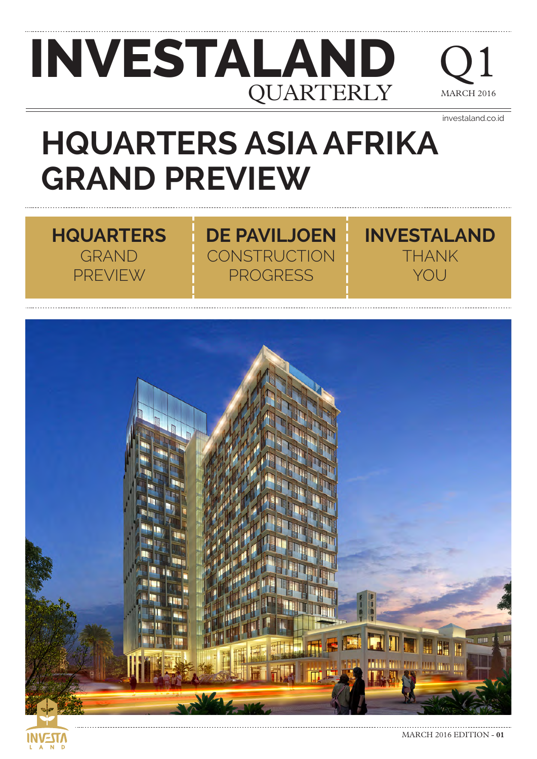# INVESTALAND QUARTERLY

Q1
MARCH 2016

investaland.co.id

# HQUARTERS ASIA AFRIKA GRAND PREVIEW

**HQUARTERS** GRAND PREVIEW

**DE PAVILJOEN** CONSTRUCTION PROGRESS

**INVESTALAND** THANK YOU

MARCH 2016 EDITION - **01**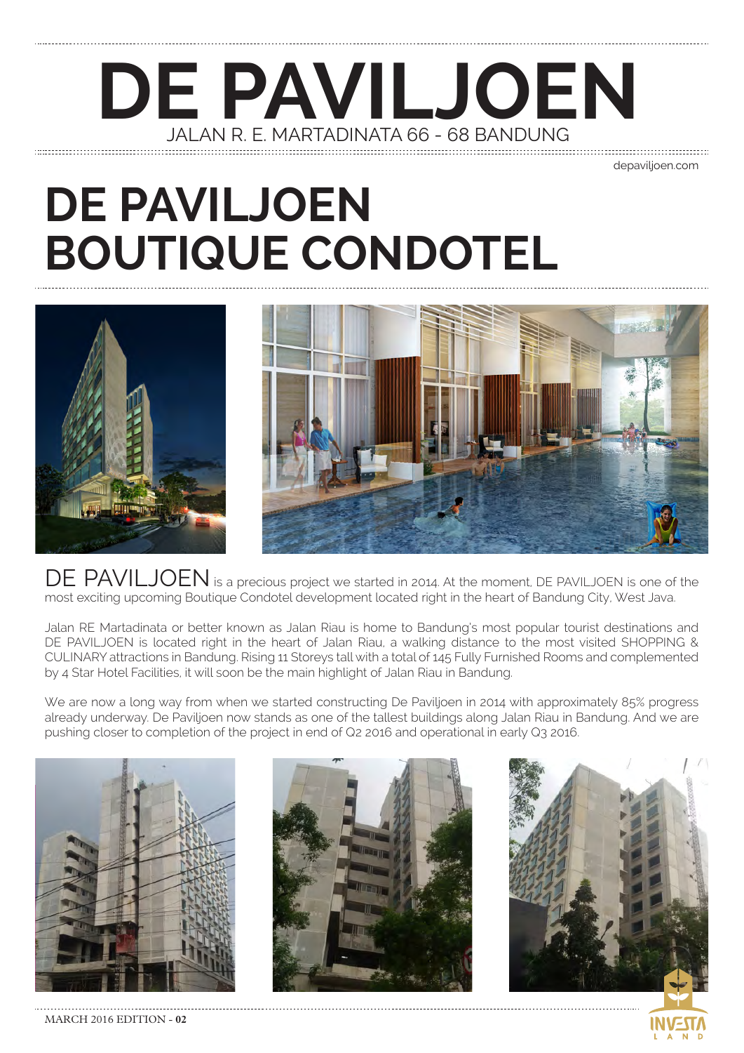# DE PAVILJOEN

JALAN R. E. MARTADINATA 66 - 68 BANDUNG

depaviljoen.com

## DE PAVILJOEN BOUTIQUE CONDOTEL

DE PAVILJOEN is a precious project we started in 2014. At the moment, DE PAVILJOEN is one of the most exciting upcoming Boutique Condotel development located right in the heart of Bandung City, West Java.

Jalan RE Martadinata or better known as Jalan Riau is home to Bandung's most popular tourist destinations and DE PAVILJOEN is located right in the heart of Jalan Riau, a walking distance to the most visited SHOPPING & CULINARY attractions in Bandung. Rising 11 Storeys tall with a total of 145 Fully Furnished Rooms and complemented by 4 Star Hotel Facilities, it will soon be the main highlight of Jalan Riau in Bandung.

We are now a long way from when we started constructing De Paviljoen in 2014 with approximately 85% progress already underway. De Paviljoen now stands as one of the tallest buildings along Jalan Riau in Bandung. And we are pushing closer to completion of the project in end of Q2 2016 and operational in early Q3 2016.

MARCH 2016 EDITION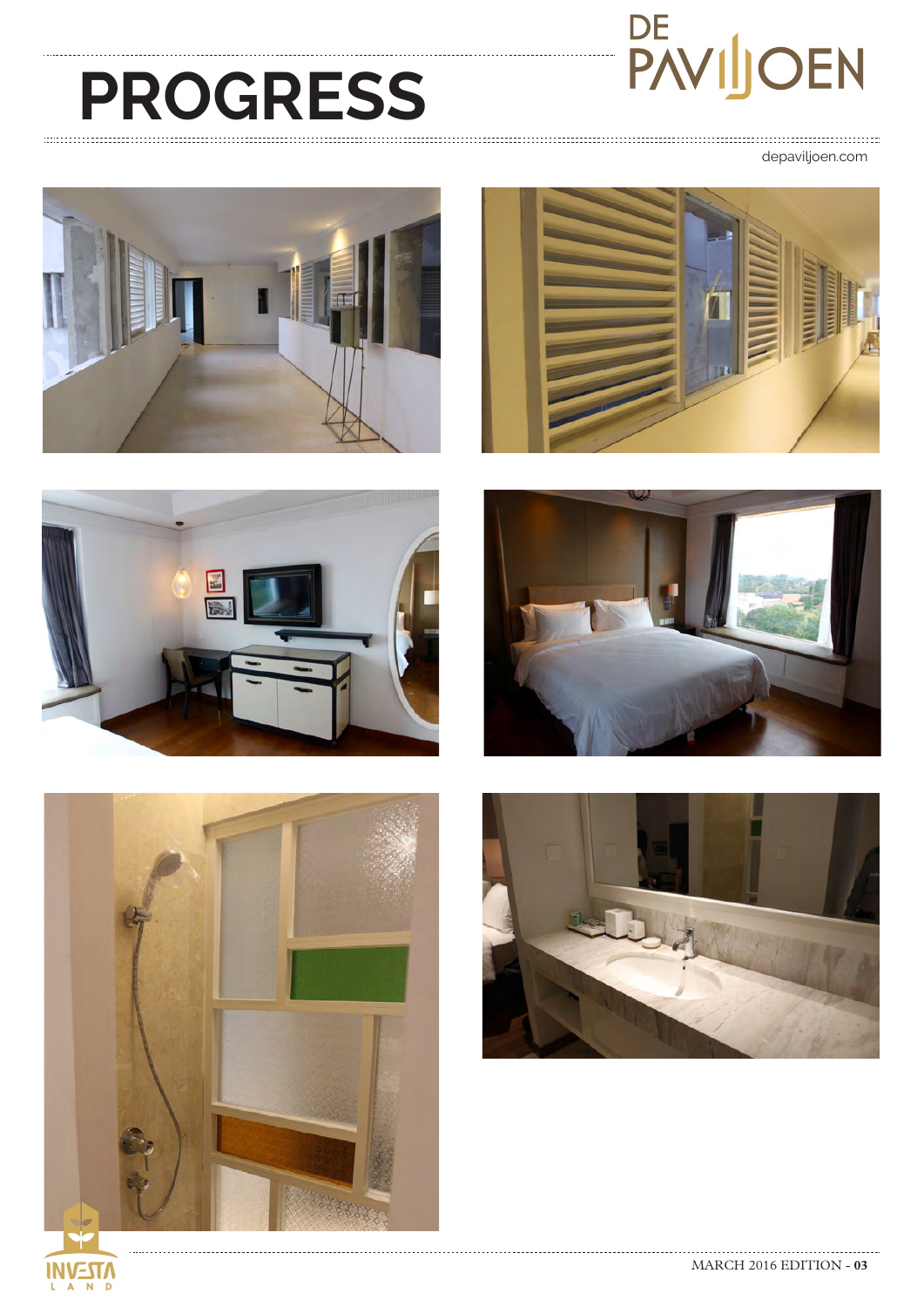# PROGRESS

DE PAVIJOEN

depaviljoen.com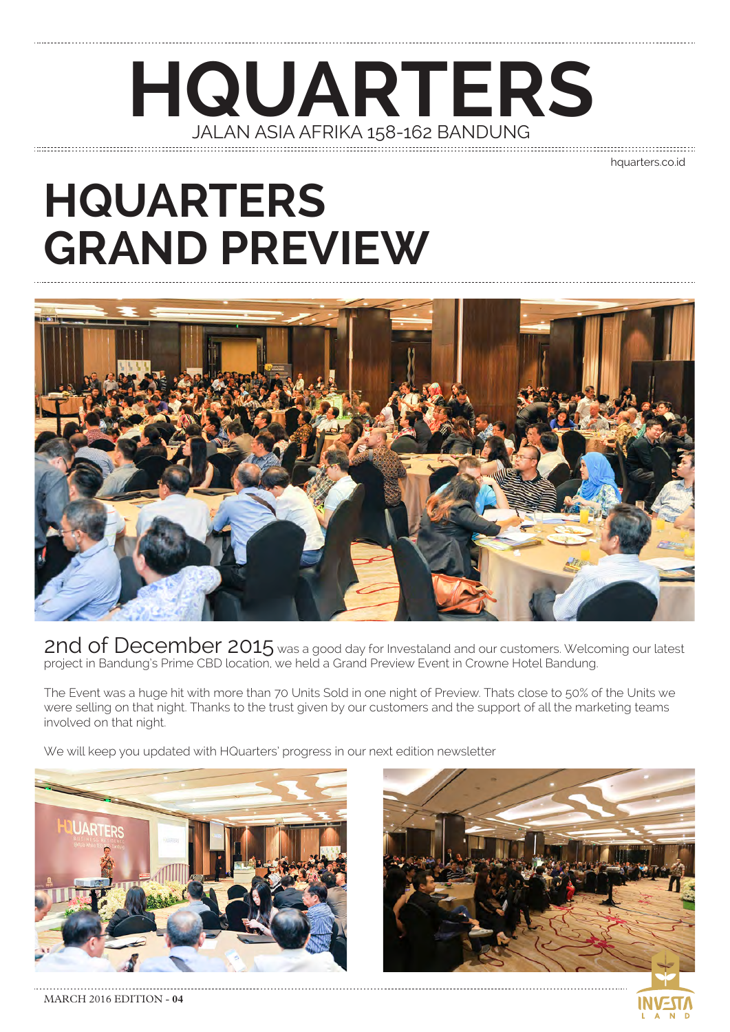# HQUARTERS

JALAN ASIA AFRIKA 158-162 BANDUNG

hquarters.co.id

## HQUARTERS GRAND PREVIEW

2nd of December 2015 was a good day for Investaland and our customers. Welcoming our latest project in Bandung's Prime CBD location, we held a Grand Preview Event in Crowne Hotel Bandung.

The Event was a huge hit with more than 70 Units Sold in one night of Preview. Thats close to 50% of the Units we were selling on that night. Thanks to the trust given by our customers and the support of all the marketing teams involved on that night.

We will keep you updated with HQuarters' progress in our next edition newsletter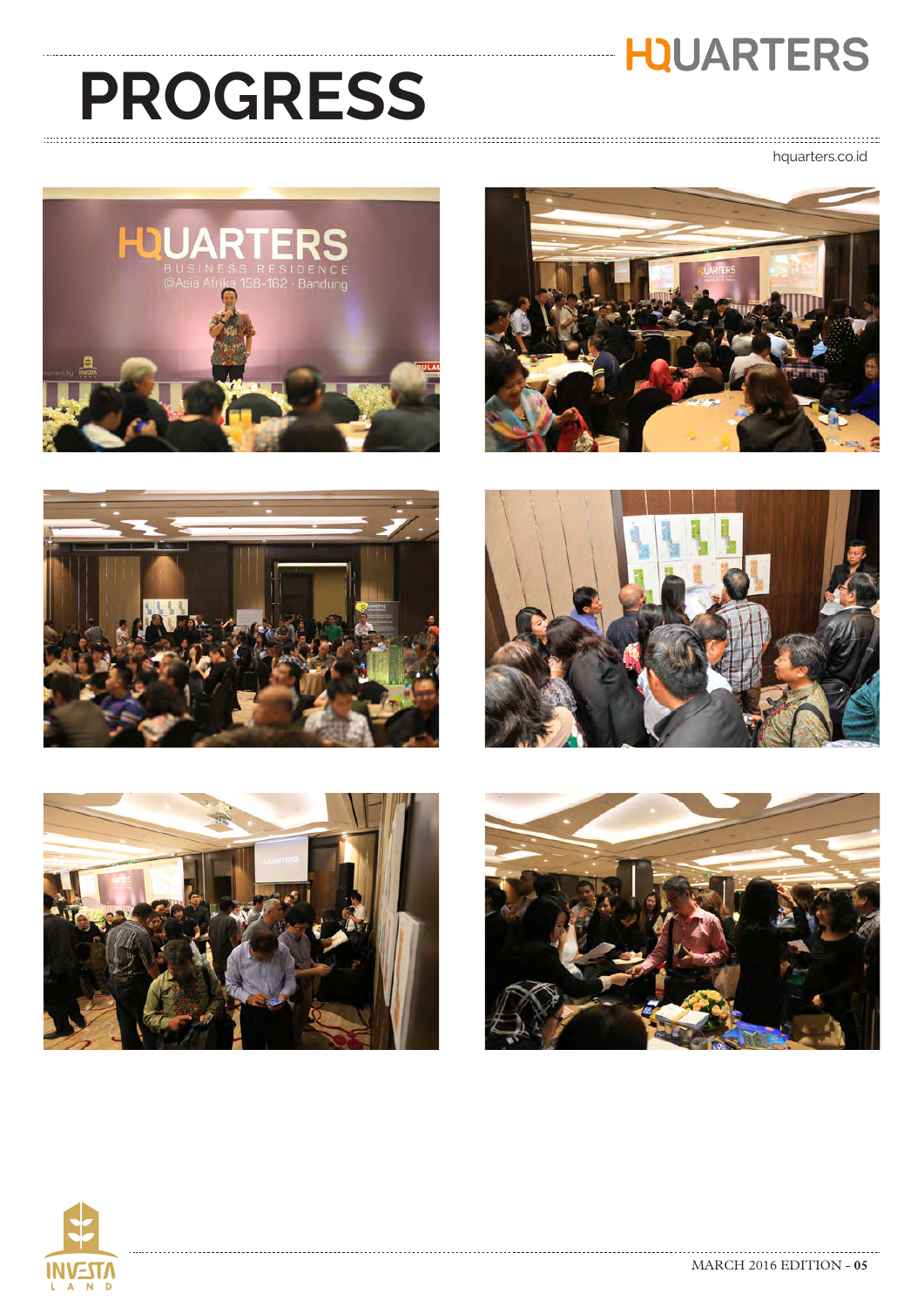# PROGRESS

HQUARTERS

hquarters.co.id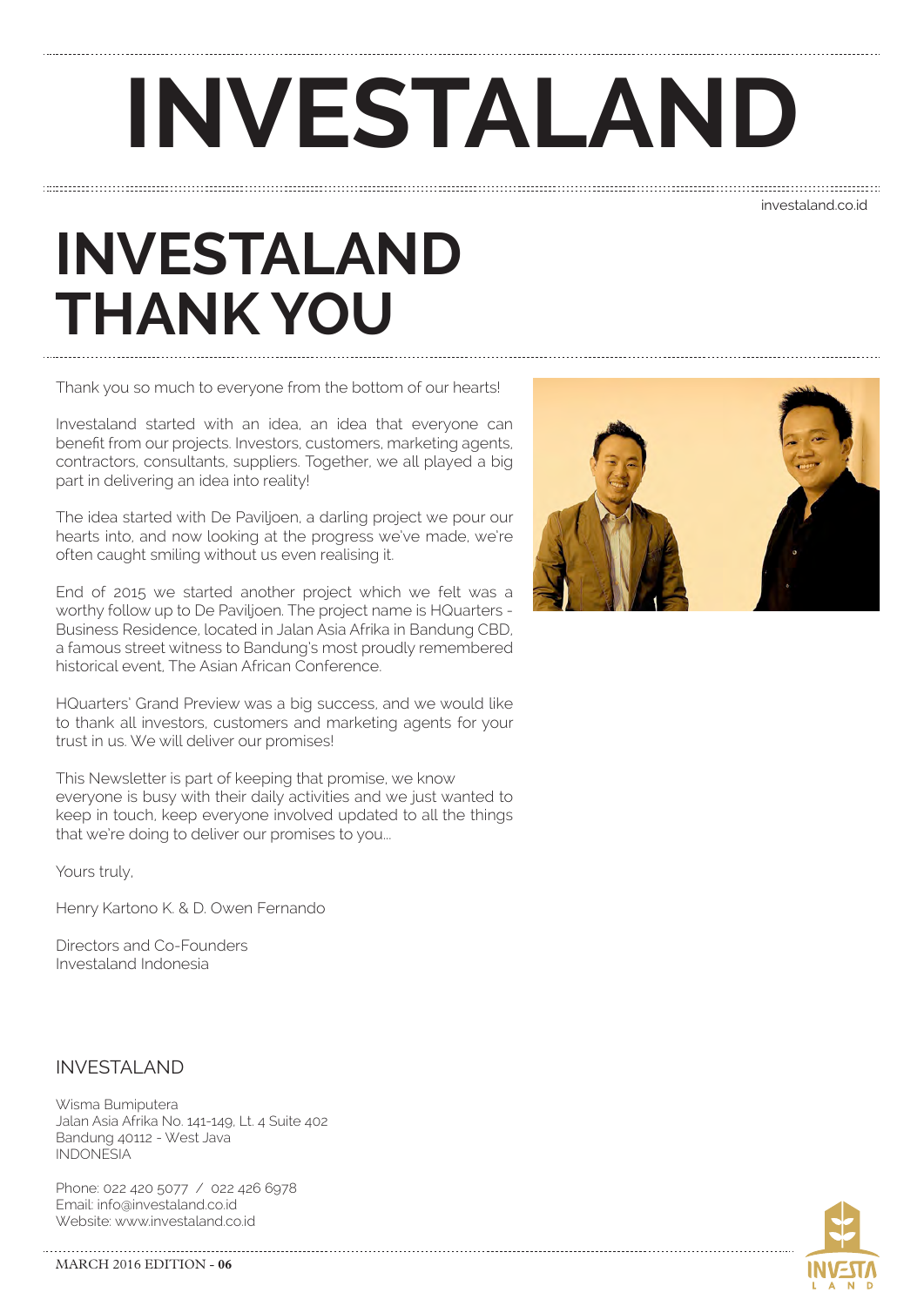# INVESTALAND

investaland.co.id

## INVESTALAND THANK YOU

Thank you so much to everyone from the bottom of our hearts!

Investaland started with an idea, an idea that everyone can benefit from our projects. Investors, customers, marketing agents, contractors, consultants, suppliers. Together, we all played a big part in delivering an idea into reality!

The idea started with De Paviljoen, a darling project we pour our hearts into, and now looking at the progress we've made, we're often caught smiling without us even realising it.

End of 2015 we started another project which we felt was a worthy follow up to De Paviljoen. The project name is HQuarters - Business Residence, located in Jalan Asia Afrika in Bandung CBD, a famous street witness to Bandung's most proudly remembered historical event, The Asian African Conference.

HQuarters' Grand Preview was a big success, and we would like to thank all investors, customers and marketing agents for your trust in us. We will deliver our promises!

This Newsletter is part of keeping that promise, we know everyone is busy with their daily activities and we just wanted to keep in touch, keep everyone involved updated to all the things that we're doing to deliver our promises to you...

Yours truly,

Henry Kartono K. & D. Owen Fernando

Directors and Co-Founders
Investaland Indonesia

### INVESTALAND

Wisma Bumiputera
Jalan Asia Afrika No. 141-149, Lt. 4 Suite 402
Bandung 40112 - West Java
INDONESIA

Phone: 022 420 5077 / 022 426 6978
Email: info@investaland.co.id
Website: www.investaland.co.id

MARCH 2016 EDITION - **06**